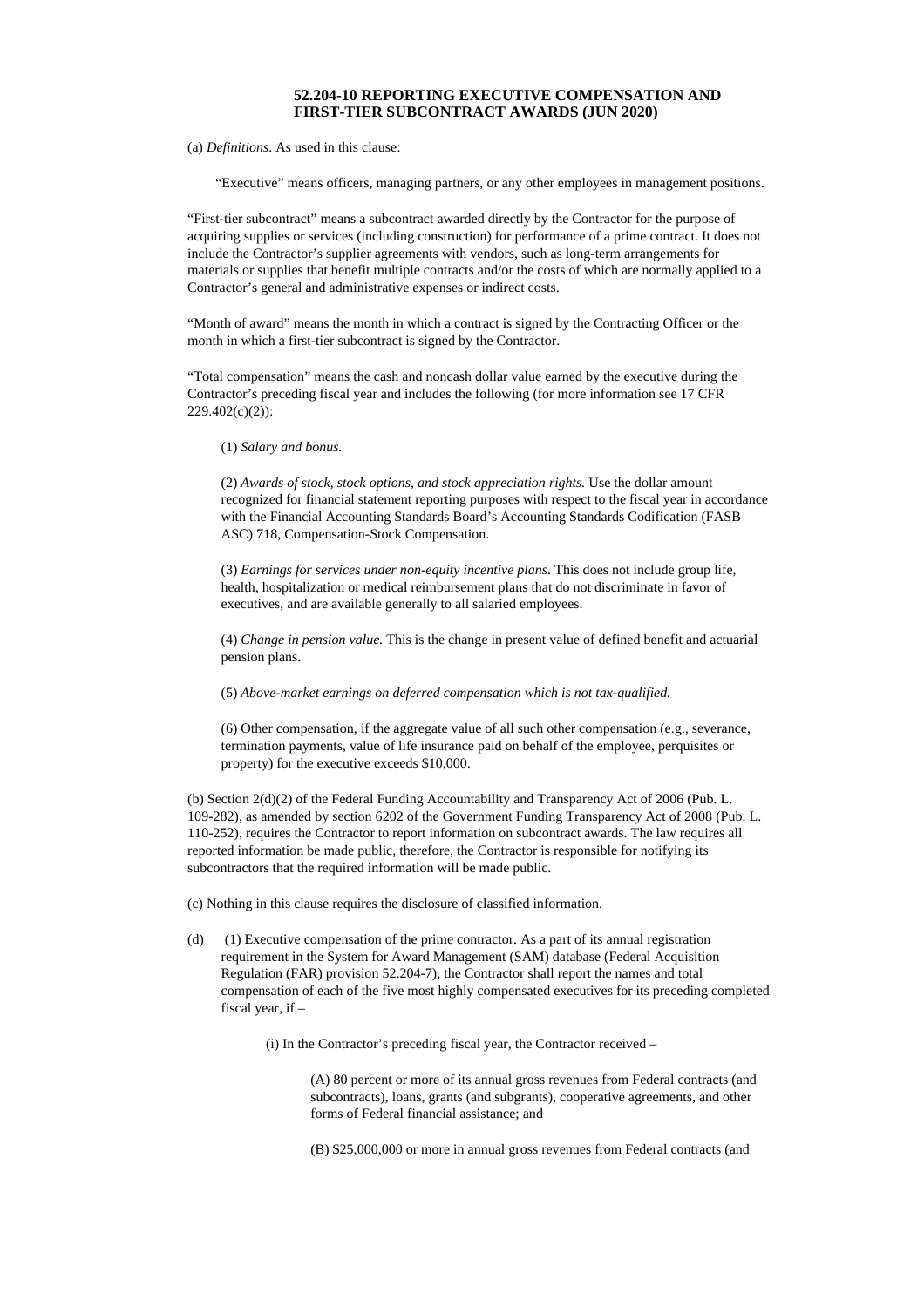## 52.204-10 REPORTING EXECUTIVE COMPENSATION AND FIRST-TIER SUBCONTRACT AWARDS (JUN 2020)

(a) *Definitions*. As used in this clause:

"Executive" means officers, managing partners, or any other employees in management positions.

"First-tier subcontract" means a subcontract awarded directly by the Contractor for the purpose of acquiring supplies or services (including construction) for performance of a prime contract. It does not include the Contractor's supplier agreements with vendors, such as long-term arrangements for materials or supplies that benefit multiple contracts and/or the costs of which are normally applied to a Contractor's general and administrative expenses or indirect costs.

"Month of award" means the month in which a contract is signed by the Contracting Officer or the month in which a first-tier subcontract is signed by the Contractor.

"Total compensation" means the cash and noncash dollar value earned by the executive during the Contractor's preceding fiscal year and includes the following (for more information see 17 CFR 229.402(c)(2)):

(1) *Salary and bonus.*

(2) *Awards of stock, stock options, and stock appreciation rights.* Use the dollar amount recognized for financial statement reporting purposes with respect to the fiscal year in accordance with the Financial Accounting Standards Board's Accounting Standards Codification (FASB ASC) 718, Compensation-Stock Compensation.

(3) *Earnings for services under non-equity incentive plans*. This does not include group life, health, hospitalization or medical reimbursement plans that do not discriminate in favor of executives, and are available generally to all salaried employees.

(4) *Change in pension value.* This is the change in present value of defined benefit and actuarial pension plans.

(5) *Above-market earnings on deferred compensation which is not tax-qualified.*

(6) Other compensation, if the aggregate value of all such other compensation (e.g., severance, termination payments, value of life insurance paid on behalf of the employee, perquisites or property) for the executive exceeds $10,000.

(b) Section 2(d)(2) of the Federal Funding Accountability and Transparency Act of 2006 (Pub. L. 109-282), as amended by section 6202 of the Government Funding Transparency Act of 2008 (Pub. L. 110-252), requires the Contractor to report information on subcontract awards. The law requires all reported information be made public, therefore, the Contractor is responsible for notifying its subcontractors that the required information will be made public.

(c) Nothing in this clause requires the disclosure of classified information.

(d) (1) Executive compensation of the prime contractor. As a part of its annual registration requirement in the System for Award Management (SAM) database (Federal Acquisition Regulation (FAR) provision 52.204-7), the Contractor shall report the names and total compensation of each of the five most highly compensated executives for its preceding completed fiscal year, if –

(i) In the Contractor's preceding fiscal year, the Contractor received –

(A) 80 percent or more of its annual gross revenues from Federal contracts (and subcontracts), loans, grants (and subgrants), cooperative agreements, and other forms of Federal financial assistance; and

(B) $25,000,000 or more in annual gross revenues from Federal contracts (and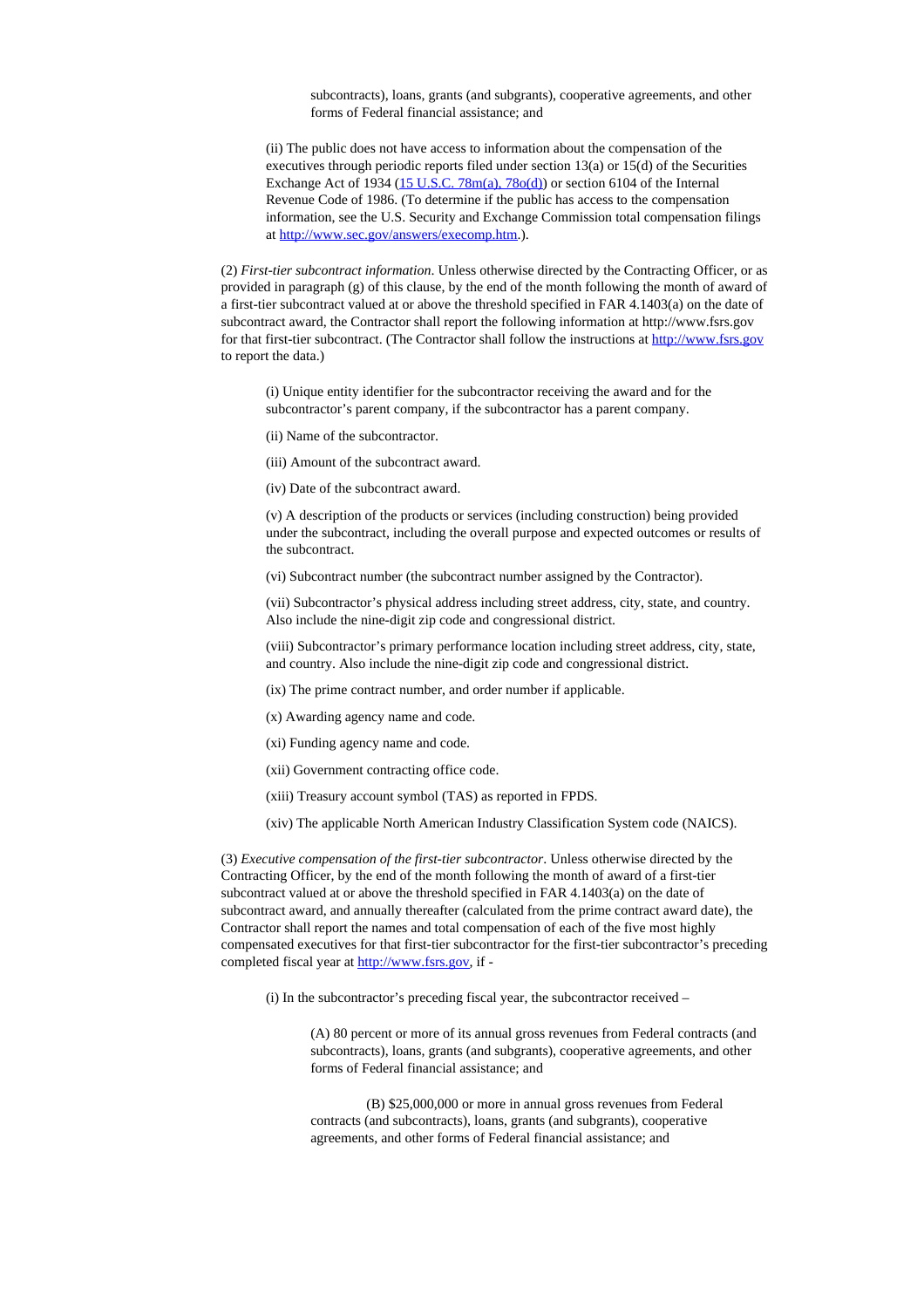subcontracts), loans, grants (and subgrants), cooperative agreements, and other forms of Federal financial assistance; and

(ii) The public does not have access to information about the compensation of the executives through periodic reports filed under section 13(a) or 15(d) of the Securities Exchange Act of 1934 ([15 U.S.C. 78m(a), 78o(d)]) or section 6104 of the Internal Revenue Code of 1986. (To determine if the public has access to the compensation information, see the U.S. Security and Exchange Commission total compensation filings at http://www.sec.gov/answers/execomp.htm.).

(2) *First-tier subcontract information*. Unless otherwise directed by the Contracting Officer, or as provided in paragraph (g) of this clause, by the end of the month following the month of award of a first-tier subcontract valued at or above the threshold specified in FAR 4.1403(a) on the date of subcontract award, the Contractor shall report the following information at http://www.fsrs.gov for that first-tier subcontract. (The Contractor shall follow the instructions at http://www.fsrs.gov to report the data.)

(i) Unique entity identifier for the subcontractor receiving the award and for the subcontractor's parent company, if the subcontractor has a parent company.

(ii) Name of the subcontractor.

(iii) Amount of the subcontract award.

(iv) Date of the subcontract award.

(v) A description of the products or services (including construction) being provided under the subcontract, including the overall purpose and expected outcomes or results of the subcontract.

(vi) Subcontract number (the subcontract number assigned by the Contractor).

(vii) Subcontractor's physical address including street address, city, state, and country. Also include the nine-digit zip code and congressional district.

(viii) Subcontractor's primary performance location including street address, city, state, and country. Also include the nine-digit zip code and congressional district.

(ix) The prime contract number, and order number if applicable.

(x) Awarding agency name and code.

(xi) Funding agency name and code.

(xii) Government contracting office code.

(xiii) Treasury account symbol (TAS) as reported in FPDS.

(xiv) The applicable North American Industry Classification System code (NAICS).

(3) *Executive compensation of the first-tier subcontractor*. Unless otherwise directed by the Contracting Officer, by the end of the month following the month of award of a first-tier subcontract valued at or above the threshold specified in FAR 4.1403(a) on the date of subcontract award, and annually thereafter (calculated from the prime contract award date), the Contractor shall report the names and total compensation of each of the five most highly compensated executives for that first-tier subcontractor for the first-tier subcontractor's preceding completed fiscal year at http://www.fsrs.gov, if -

(i) In the subcontractor's preceding fiscal year, the subcontractor received –

(A) 80 percent or more of its annual gross revenues from Federal contracts (and subcontracts), loans, grants (and subgrants), cooperative agreements, and other forms of Federal financial assistance; and

(B) $25,000,000 or more in annual gross revenues from Federal contracts (and subcontracts), loans, grants (and subgrants), cooperative agreements, and other forms of Federal financial assistance; and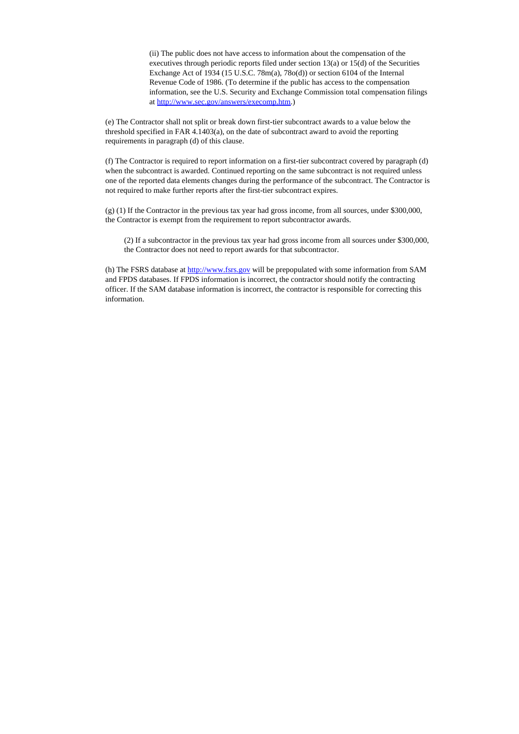(ii) The public does not have access to information about the compensation of the executives through periodic reports filed under section 13(a) or 15(d) of the Securities Exchange Act of 1934 (15 U.S.C. 78m(a), 78o(d)) or section 6104 of the Internal Revenue Code of 1986. (To determine if the public has access to the compensation information, see the U.S. Security and Exchange Commission total compensation filings at [http://www.sec.gov/answers/execomp.htm](http://www.sec.gov/answers/execomp.htm).)

(e) The Contractor shall not split or break down first-tier subcontract awards to a value below the threshold specified in FAR 4.1403(a), on the date of subcontract award to avoid the reporting requirements in paragraph (d) of this clause.

(f) The Contractor is required to report information on a first-tier subcontract covered by paragraph (d) when the subcontract is awarded. Continued reporting on the same subcontract is not required unless one of the reported data elements changes during the performance of the subcontract. The Contractor is not required to make further reports after the first-tier subcontract expires.

(g) (1) If the Contractor in the previous tax year had gross income, from all sources, under $300,000, the Contractor is exempt from the requirement to report subcontractor awards.

(2) If a subcontractor in the previous tax year had gross income from all sources under $300,000, the Contractor does not need to report awards for that subcontractor.

(h) The FSRS database at [http://www.fsrs.gov](http://www.fsrs.gov) will be prepopulated with some information from SAM and FPDS databases. If FPDS information is incorrect, the contractor should notify the contracting officer. If the SAM database information is incorrect, the contractor is responsible for correcting this information.